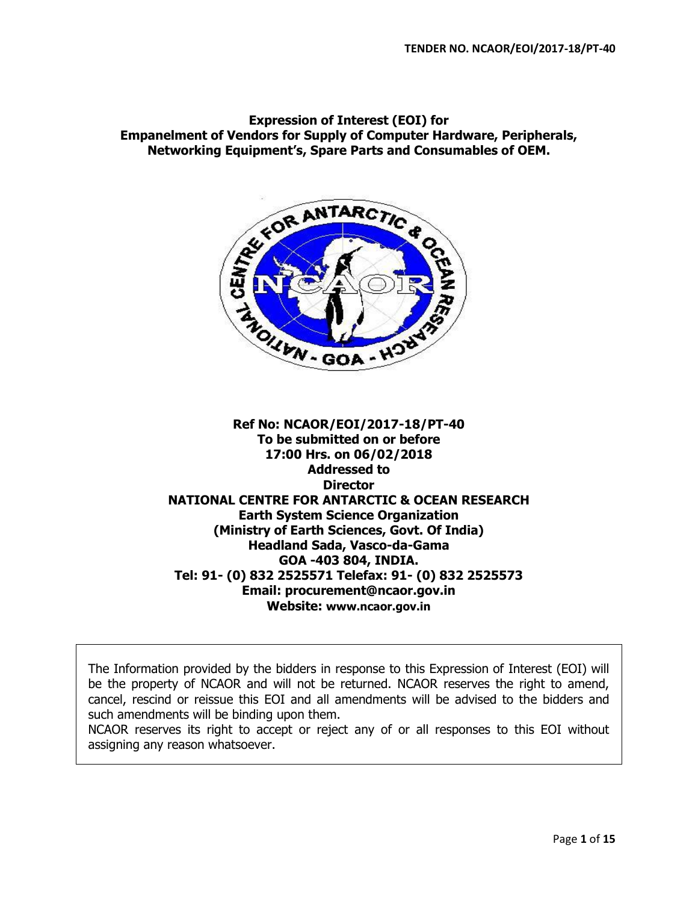TENDER NO. NCAOR/EOI/2017-18/PT-40

# Expression of Interest (EOI) for Empanelment of Vendors for Supply of Computer Hardware, Peripherals, Networking Equipment's, Spare Parts and Consumables of OEM.

**Ref No: NCAOR/EOI/2017-18/PT-40**
**To be submitted on or before**
**17:00 Hrs. on 06/02/2018**
**Addressed to**
**Director**
**NATIONAL CENTRE FOR ANTARCTIC & OCEAN RESEARCH**
**Earth System Science Organization**
**(Ministry of Earth Sciences, Govt. Of India)**
**Headland Sada, Vasco-da-Gama**
**GOA -403 804, INDIA.**
**Tel: 91- (0) 832 2525571 Telefax: 91- (0) 832 2525573**
**Email: procurement@ncaor.gov.in**
**Website: www.ncaor.gov.in**

The Information provided by the bidders in response to this Expression of Interest (EOI) will be the property of NCAOR and will not be returned. NCAOR reserves the right to amend, cancel, rescind or reissue this EOI and all amendments will be advised to the bidders and such amendments will be binding upon them.
NCAOR reserves its right to accept or reject any of or all responses to this EOI without assigning any reason whatsoever.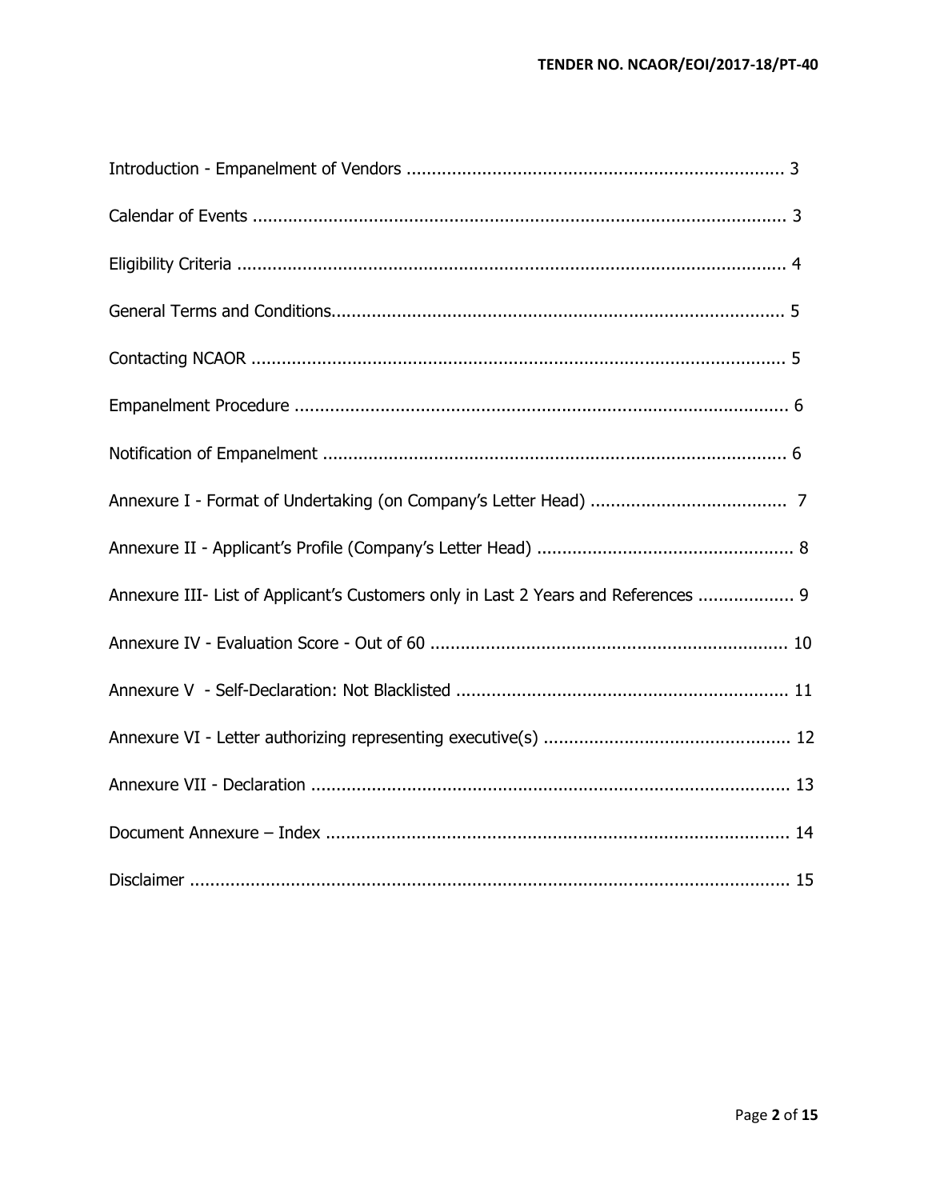Introduction - Empanelment of Vendors ........................................................................... 3

Calendar of Events ........................................................................................................... 3

Eligibility Criteria ............................................................................................................. 4

General Terms and Conditions.......................................................................................... 5

Contacting NCAOR ........................................................................................................... 5

Empanelment Procedure .................................................................................................. 6

Notification of Empanelment ............................................................................................ 6

Annexure I - Format of Undertaking (on Company's Letter Head) ....................................... 7

Annexure II - Applicant's Profile (Company's Letter Head) ................................................... 8

Annexure III- List of Applicant's Customers only in Last 2 Years and References ................... 9

Annexure IV - Evaluation Score - Out of 60 ...................................................................... 10

Annexure V - Self-Declaration: Not Blacklisted ................................................................. 11

Annexure VI - Letter authorizing representing executive(s) ................................................. 12

Annexure VII - Declaration .............................................................................................. 13

Document Annexure – Index ............................................................................................ 14

Disclaimer ....................................................................................................................... 15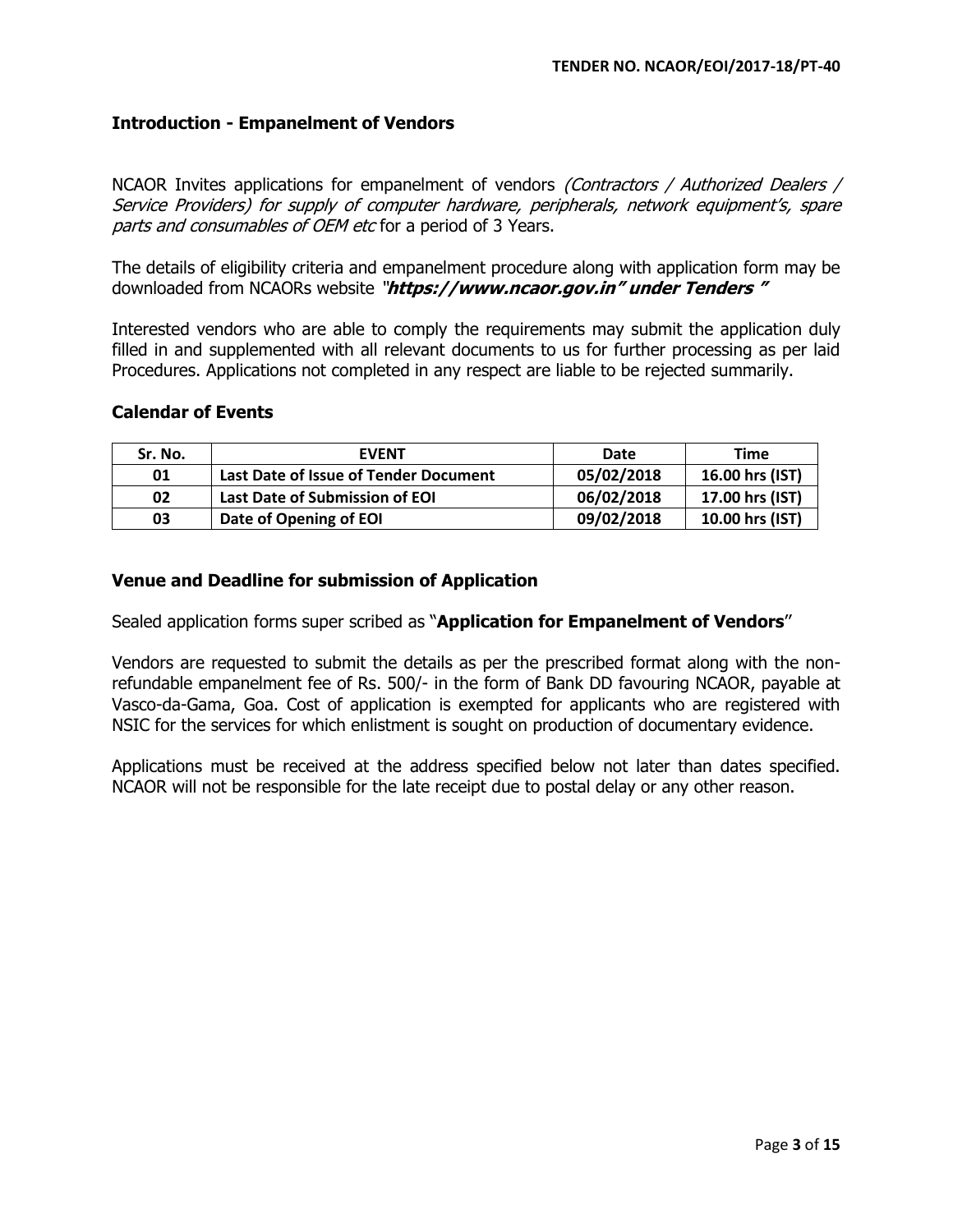## Introduction - Empanelment of Vendors

NCAOR Invites applications for empanelment of vendors *(Contractors / Authorized Dealers / Service Providers) for supply of computer hardware, peripherals, network equipment's, spare parts and consumables of OEM etc* for a period of 3 Years.

The details of eligibility criteria and empanelment procedure along with application form may be downloaded from NCAORs website *"**https://www.ncaor.gov.in" under Tenders "***

Interested vendors who are able to comply the requirements may submit the application duly filled in and supplemented with all relevant documents to us for further processing as per laid Procedures. Applications not completed in any respect are liable to be rejected summarily.

### Calendar of Events

| Sr. No. | EVENT | Date | Time |
|---|---|---|---|
| 01 | Last Date of Issue of Tender Document | 05/02/2018 | 16.00 hrs (IST) |
| 02 | Last Date of Submission of EOI | 06/02/2018 | 17.00 hrs (IST) |
| 03 | Date of Opening of EOI | 09/02/2018 | 10.00 hrs (IST) |

### Venue and Deadline for submission of Application

Sealed application forms super scribed as "**Application for Empanelment of Vendors**"

Vendors are requested to submit the details as per the prescribed format along with the non-refundable empanelment fee of Rs. 500/- in the form of Bank DD favouring NCAOR, payable at Vasco-da-Gama, Goa. Cost of application is exempted for applicants who are registered with NSIC for the services for which enlistment is sought on production of documentary evidence.

Applications must be received at the address specified below not later than dates specified. NCAOR will not be responsible for the late receipt due to postal delay or any other reason.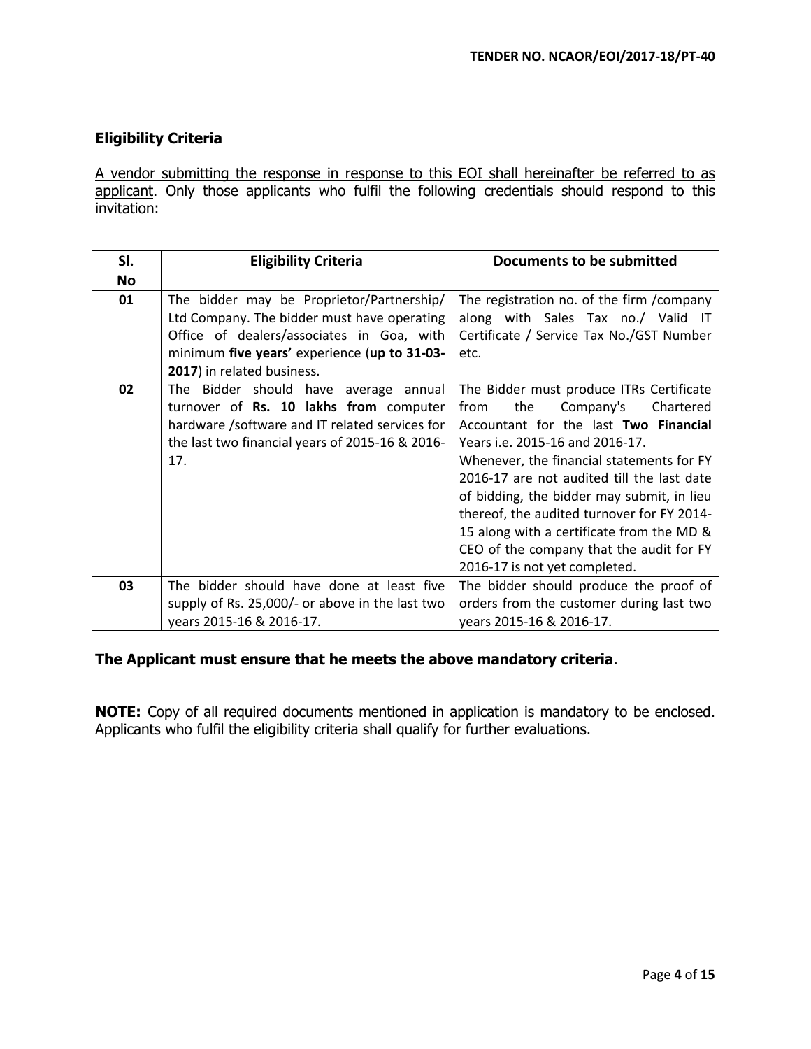## Eligibility Criteria

A vendor submitting the response in response to this EOI shall hereinafter be referred to as applicant. Only those applicants who fulfil the following credentials should respond to this invitation:

| Sl. No | Eligibility Criteria | Documents to be submitted |
|---|---|---|
| **01** | The bidder may be Proprietor/Partnership/ Ltd Company. The bidder must have operating Office of dealers/associates in Goa, with minimum **five years'** experience (**up to 31-03-2017**) in related business. | The registration no. of the firm /company along with Sales Tax no./ Valid IT Certificate / Service Tax No./GST Number etc. |
| **02** | The Bidder should have average annual turnover of **Rs. 10 lakhs from** computer hardware /software and IT related services for the last two financial years of 2015-16 & 2016-17. | The Bidder must produce ITRs Certificate from the Company's Chartered Accountant for the last **Two Financial** Years i.e. 2015-16 and 2016-17.<br>Whenever, the financial statements for FY 2016-17 are not audited till the last date of bidding, the bidder may submit, in lieu thereof, the audited turnover for FY 2014-15 along with a certificate from the MD & CEO of the company that the audit for FY 2016-17 is not yet completed. |
| **03** | The bidder should have done at least five supply of Rs. 25,000/- or above in the last two years 2015-16 & 2016-17. | The bidder should produce the proof of orders from the customer during last two years 2015-16 & 2016-17. |

**The Applicant must ensure that he meets the above mandatory criteria**.

**NOTE:** Copy of all required documents mentioned in application is mandatory to be enclosed. Applicants who fulfil the eligibility criteria shall qualify for further evaluations.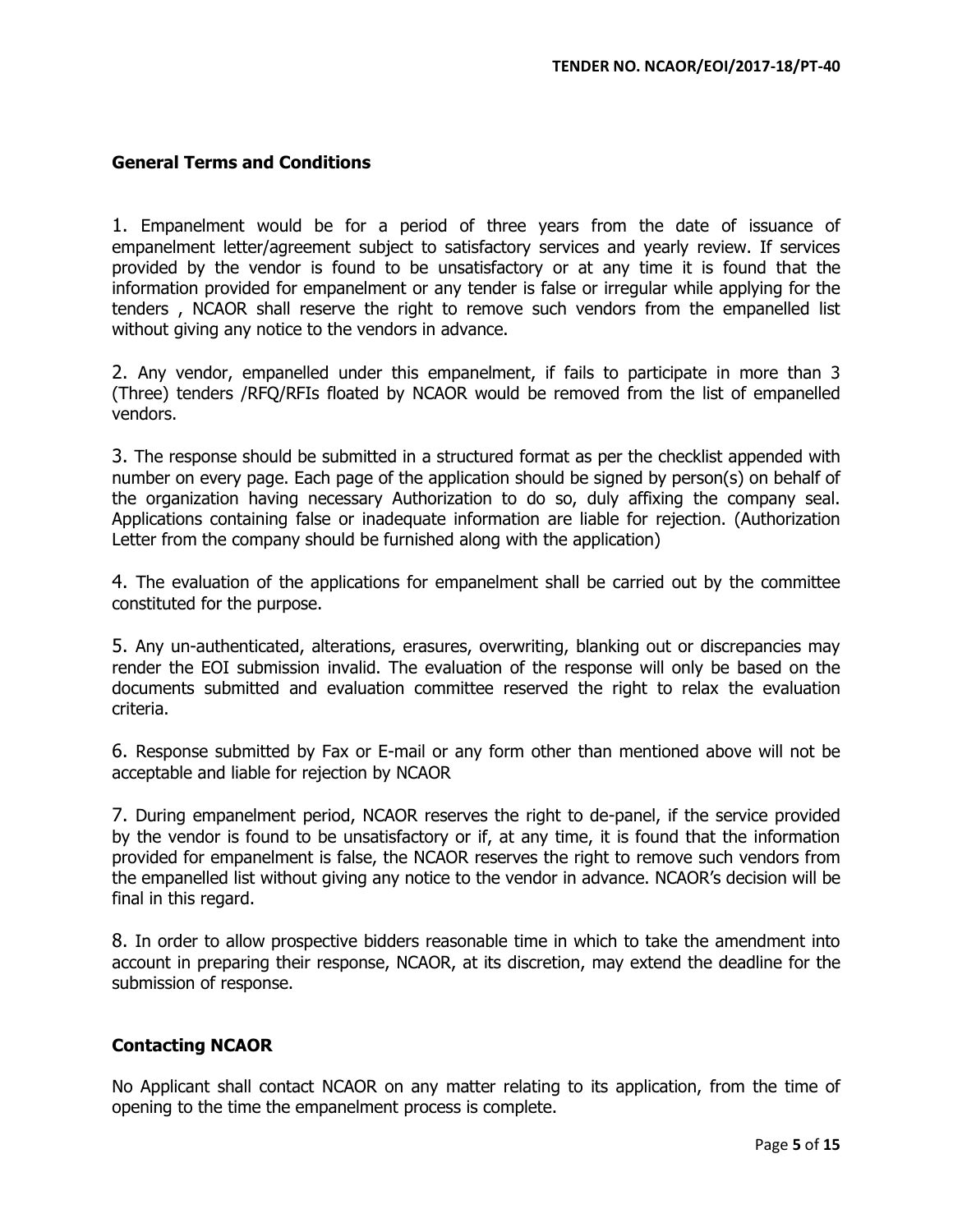## General Terms and Conditions

1. Empanelment would be for a period of three years from the date of issuance of empanelment letter/agreement subject to satisfactory services and yearly review. If services provided by the vendor is found to be unsatisfactory or at any time it is found that the information provided for empanelment or any tender is false or irregular while applying for the tenders , NCAOR shall reserve the right to remove such vendors from the empanelled list without giving any notice to the vendors in advance.

2. Any vendor, empanelled under this empanelment, if fails to participate in more than 3 (Three) tenders /RFQ/RFIs floated by NCAOR would be removed from the list of empanelled vendors.

3. The response should be submitted in a structured format as per the checklist appended with number on every page. Each page of the application should be signed by person(s) on behalf of the organization having necessary Authorization to do so, duly affixing the company seal. Applications containing false or inadequate information are liable for rejection. (Authorization Letter from the company should be furnished along with the application)

4. The evaluation of the applications for empanelment shall be carried out by the committee constituted for the purpose.

5. Any un-authenticated, alterations, erasures, overwriting, blanking out or discrepancies may render the EOI submission invalid. The evaluation of the response will only be based on the documents submitted and evaluation committee reserved the right to relax the evaluation criteria.

6. Response submitted by Fax or E-mail or any form other than mentioned above will not be acceptable and liable for rejection by NCAOR

7. During empanelment period, NCAOR reserves the right to de-panel, if the service provided by the vendor is found to be unsatisfactory or if, at any time, it is found that the information provided for empanelment is false, the NCAOR reserves the right to remove such vendors from the empanelled list without giving any notice to the vendor in advance. NCAOR's decision will be final in this regard.

8. In order to allow prospective bidders reasonable time in which to take the amendment into account in preparing their response, NCAOR, at its discretion, may extend the deadline for the submission of response.

## Contacting NCAOR

No Applicant shall contact NCAOR on any matter relating to its application, from the time of opening to the time the empanelment process is complete.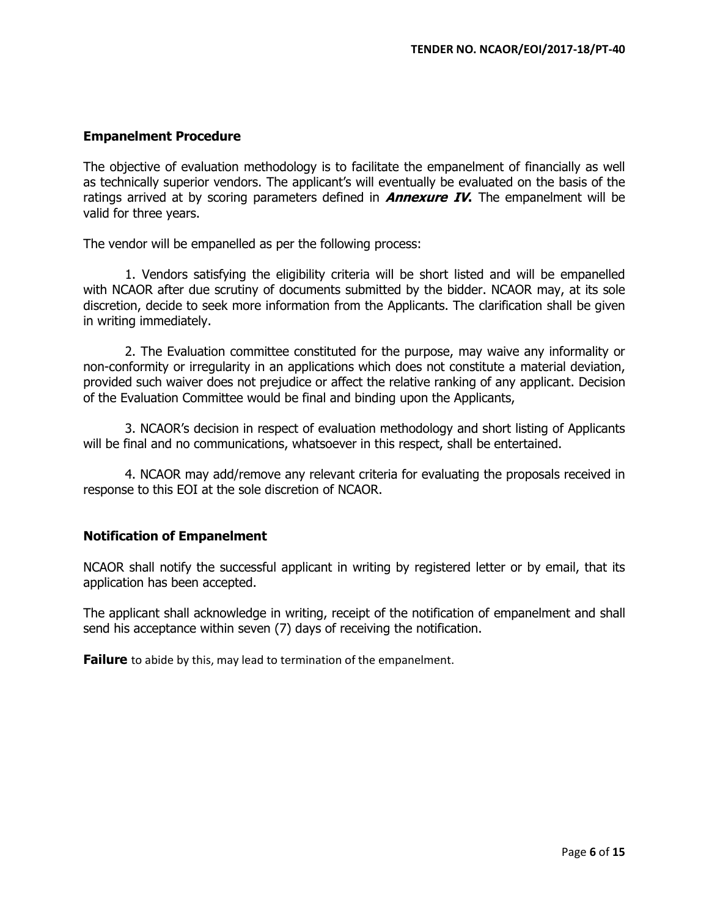## Empanelment Procedure

The objective of evaluation methodology is to facilitate the empanelment of financially as well as technically superior vendors. The applicant's will eventually be evaluated on the basis of the ratings arrived at by scoring parameters defined in ***Annexure IV*.** The empanelment will be valid for three years.

The vendor will be empanelled as per the following process:

1. Vendors satisfying the eligibility criteria will be short listed and will be empanelled with NCAOR after due scrutiny of documents submitted by the bidder. NCAOR may, at its sole discretion, decide to seek more information from the Applicants. The clarification shall be given in writing immediately.

2. The Evaluation committee constituted for the purpose, may waive any informality or non-conformity or irregularity in an applications which does not constitute a material deviation, provided such waiver does not prejudice or affect the relative ranking of any applicant. Decision of the Evaluation Committee would be final and binding upon the Applicants,

3. NCAOR's decision in respect of evaluation methodology and short listing of Applicants will be final and no communications, whatsoever in this respect, shall be entertained.

4. NCAOR may add/remove any relevant criteria for evaluating the proposals received in response to this EOI at the sole discretion of NCAOR.

## Notification of Empanelment

NCAOR shall notify the successful applicant in writing by registered letter or by email, that its application has been accepted.

The applicant shall acknowledge in writing, receipt of the notification of empanelment and shall send his acceptance within seven (7) days of receiving the notification.

**Failure** to abide by this, may lead to termination of the empanelment.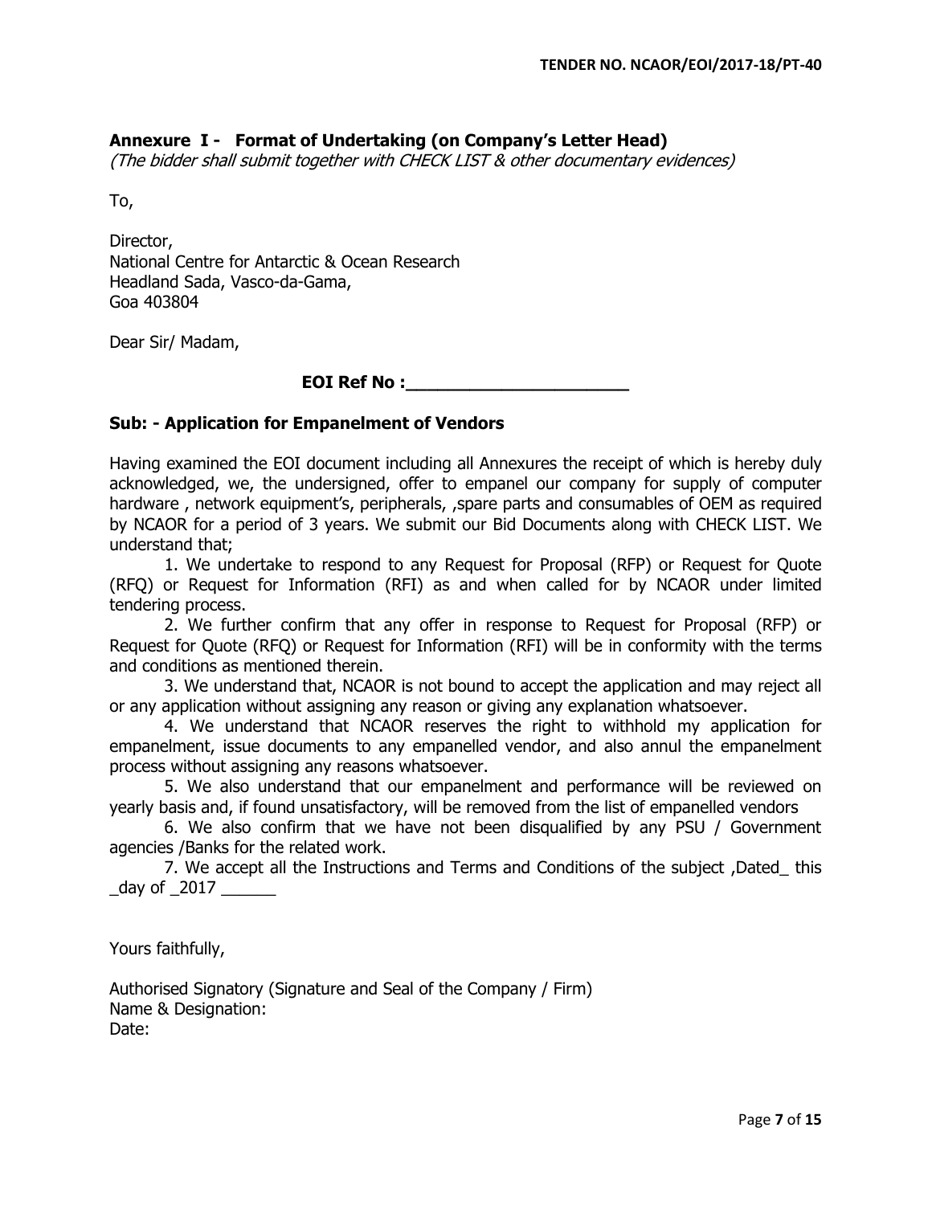## Annexure I - Format of Undertaking (on Company's Letter Head)

*(The bidder shall submit together with CHECK LIST & other documentary evidences)*

To,

Director,
National Centre for Antarctic & Ocean Research
Headland Sada, Vasco-da-Gama,
Goa 403804

Dear Sir/ Madam,

**EOI Ref No :______________________**

**Sub: - Application for Empanelment of Vendors**

Having examined the EOI document including all Annexures the receipt of which is hereby duly acknowledged, we, the undersigned, offer to empanel our company for supply of computer hardware , network equipment's, peripherals, ,spare parts and consumables of OEM as required by NCAOR for a period of 3 years. We submit our Bid Documents along with CHECK LIST. We understand that;

1. We undertake to respond to any Request for Proposal (RFP) or Request for Quote (RFQ) or Request for Information (RFI) as and when called for by NCAOR under limited tendering process.
2. We further confirm that any offer in response to Request for Proposal (RFP) or Request for Quote (RFQ) or Request for Information (RFI) will be in conformity with the terms and conditions as mentioned therein.
3. We understand that, NCAOR is not bound to accept the application and may reject all or any application without assigning any reason or giving any explanation whatsoever.
4. We understand that NCAOR reserves the right to withhold my application for empanelment, issue documents to any empanelled vendor, and also annul the empanelment process without assigning any reasons whatsoever.
5. We also understand that our empanelment and performance will be reviewed on yearly basis and, if found unsatisfactory, will be removed from the list of empanelled vendors
6. We also confirm that we have not been disqualified by any PSU / Government agencies /Banks for the related work.
7. We accept all the Instructions and Terms and Conditions of the subject ,Dated_ this _day of _2017 ______

Yours faithfully,

Authorised Signatory (Signature and Seal of the Company / Firm)
Name & Designation:
Date: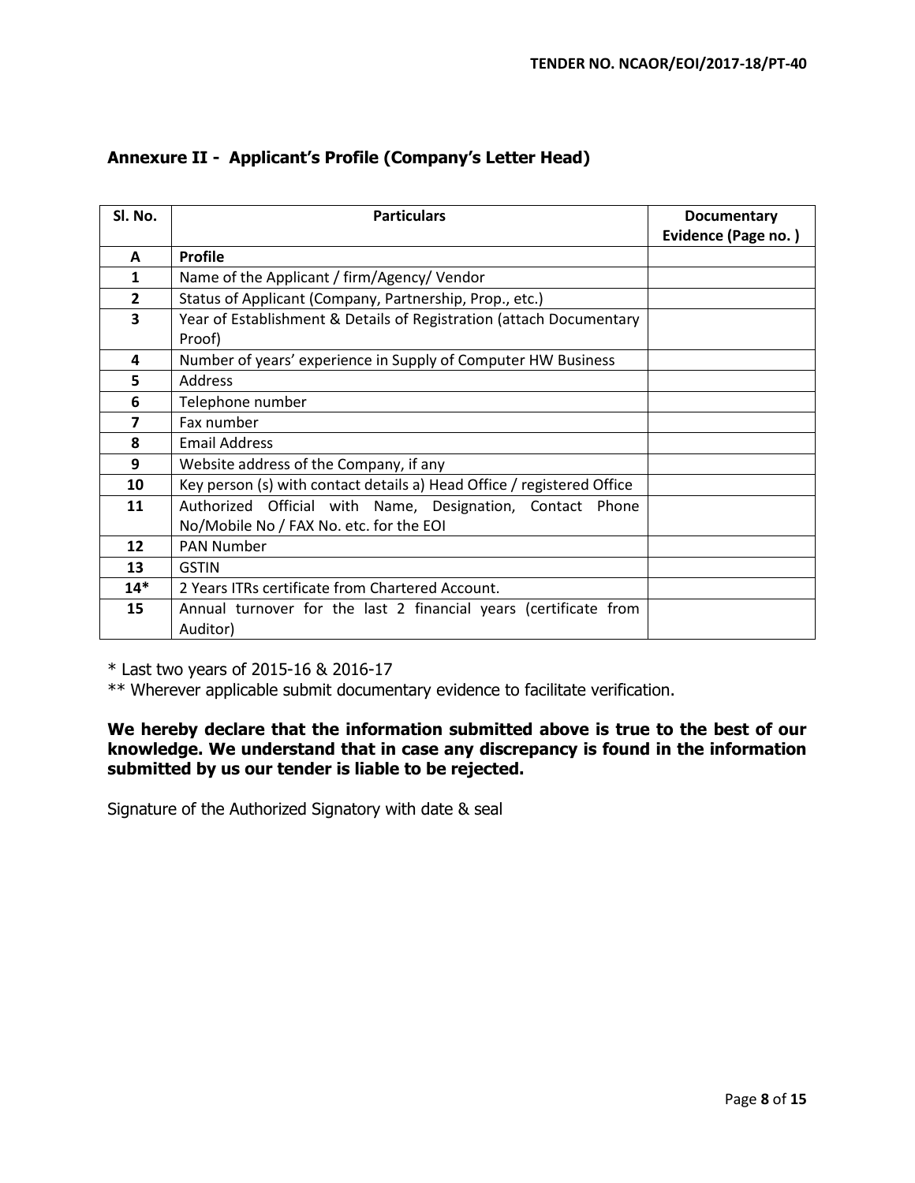## Annexure II - Applicant's Profile (Company's Letter Head)

| Sl. No. | Particulars | Documentary Evidence (Page no. ) |
|---|---|---|
| **A** | **Profile** | |
| **1** | Name of the Applicant / firm/Agency/ Vendor | |
| **2** | Status of Applicant (Company, Partnership, Prop., etc.) | |
| **3** | Year of Establishment & Details of Registration (attach Documentary Proof) | |
| **4** | Number of years' experience in Supply of Computer HW Business | |
| **5** | Address | |
| **6** | Telephone number | |
| **7** | Fax number | |
| **8** | Email Address | |
| **9** | Website address of the Company, if any | |
| **10** | Key person (s) with contact details a) Head Office / registered Office | |
| **11** | Authorized Official with Name, Designation, Contact Phone No/Mobile No / FAX No. etc. for the EOI | |
| **12** | PAN Number | |
| **13** | GSTIN | |
| **14*** | 2 Years ITRs certificate from Chartered Account. | |
| **15** | Annual turnover for the last 2 financial years (certificate from Auditor) | |

* Last two years of 2015-16 & 2016-17

** Wherever applicable submit documentary evidence to facilitate verification.

**We hereby declare that the information submitted above is true to the best of our knowledge. We understand that in case any discrepancy is found in the information submitted by us our tender is liable to be rejected.**

Signature of the Authorized Signatory with date & seal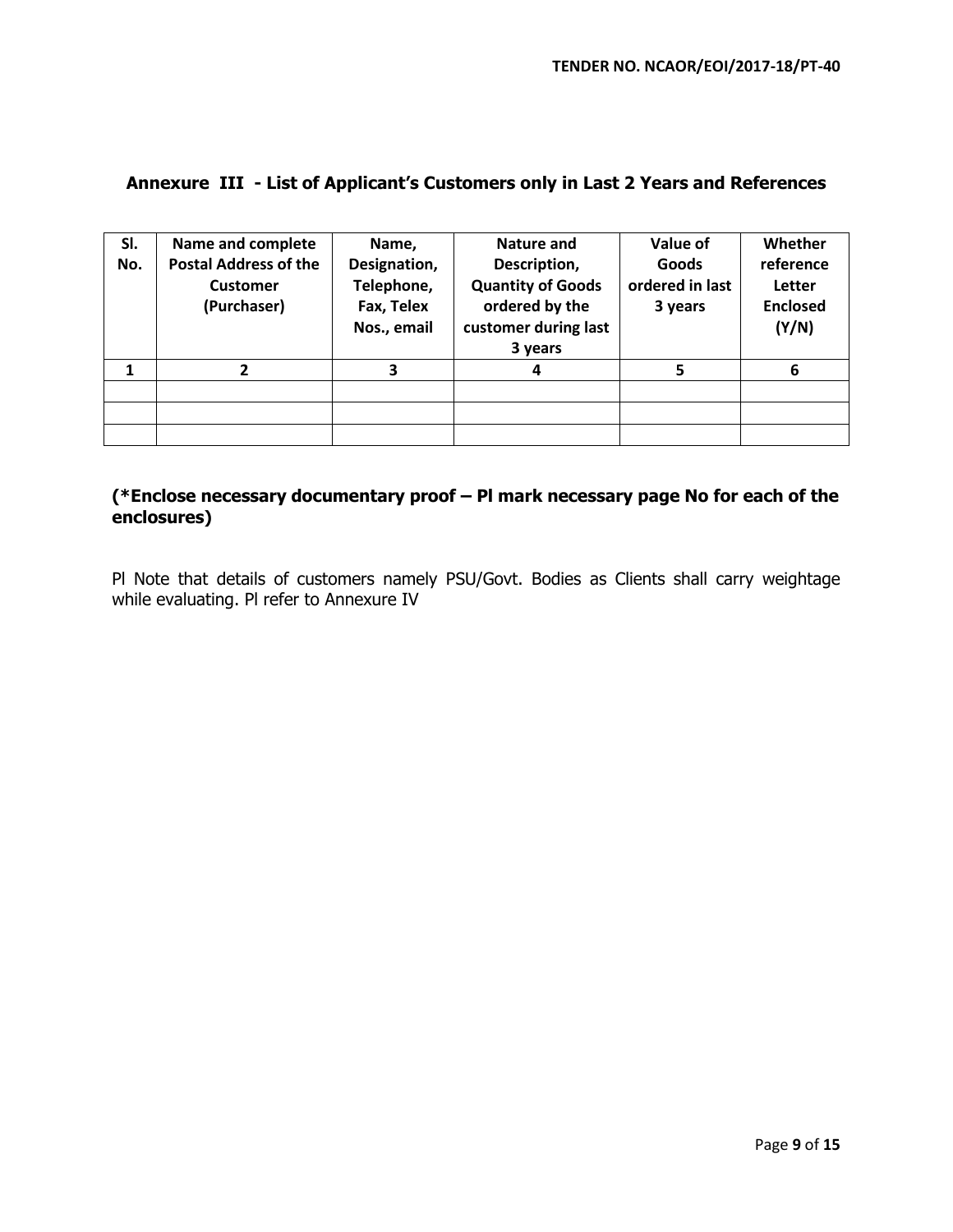## Annexure III - List of Applicant's Customers only in Last 2 Years and References

| Sl. No. | Name and complete Postal Address of the Customer (Purchaser) | Name, Designation, Telephone, Fax, Telex Nos., email | Nature and Description, Quantity of Goods ordered by the customer during last 3 years | Value of Goods ordered in last 3 years | Whether reference Letter Enclosed (Y/N) |
|---|---|---|---|---|---|
| 1 | 2 | 3 | 4 | 5 | 6 |
| | | | | | |
| | | | | | |
| | | | | | |

**(*Enclose necessary documentary proof – Pl mark necessary page No for each of the enclosures)**

Pl Note that details of customers namely PSU/Govt. Bodies as Clients shall carry weightage while evaluating. Pl refer to Annexure IV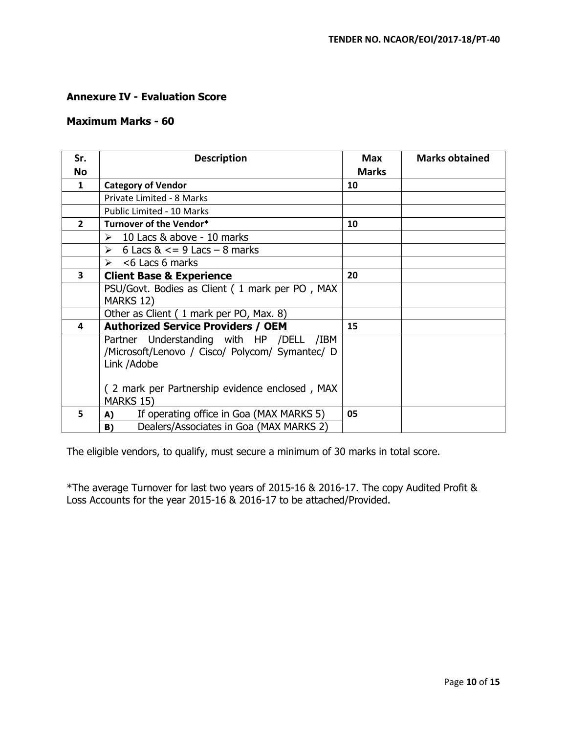## Annexure IV - Evaluation Score

### Maximum Marks - 60

| Sr. No | Description | Max Marks | Marks obtained |
|---|---|---|---|
| 1 | **Category of Vendor** | 10 | |
| | Private Limited - 8 Marks | | |
| | Public Limited - 10 Marks | | |
| 2 | **Turnover of the Vendor*** | 10 | |
| | ➢ 10 Lacs & above - 10 marks | | |
| | ➢ 6 Lacs & <= 9 Lacs – 8 marks | | |
| | ➢ <6 Lacs 6 marks | | |
| 3 | **Client Base & Experience** | 20 | |
| | PSU/Govt. Bodies as Client ( 1 mark per PO , MAX MARKS 12) | | |
| | Other as Client ( 1 mark per PO, Max. 8) | | |
| 4 | **Authorized Service Providers / OEM** | 15 | |
| | Partner Understanding with HP /DELL /IBM /Microsoft/Lenovo / Cisco/ Polycom/ Symantec/ D Link /Adobe<br><br>( 2 mark per Partnership evidence enclosed , MAX MARKS 15) | | |
| 5 | **A)** If operating office in Goa (MAX MARKS 5)<br>**B)** Dealers/Associates in Goa (MAX MARKS 2) | 05 | |

The eligible vendors, to qualify, must secure a minimum of 30 marks in total score.

*The average Turnover for last two years of 2015-16 & 2016-17. The copy Audited Profit & Loss Accounts for the year 2015-16 & 2016-17 to be attached/Provided.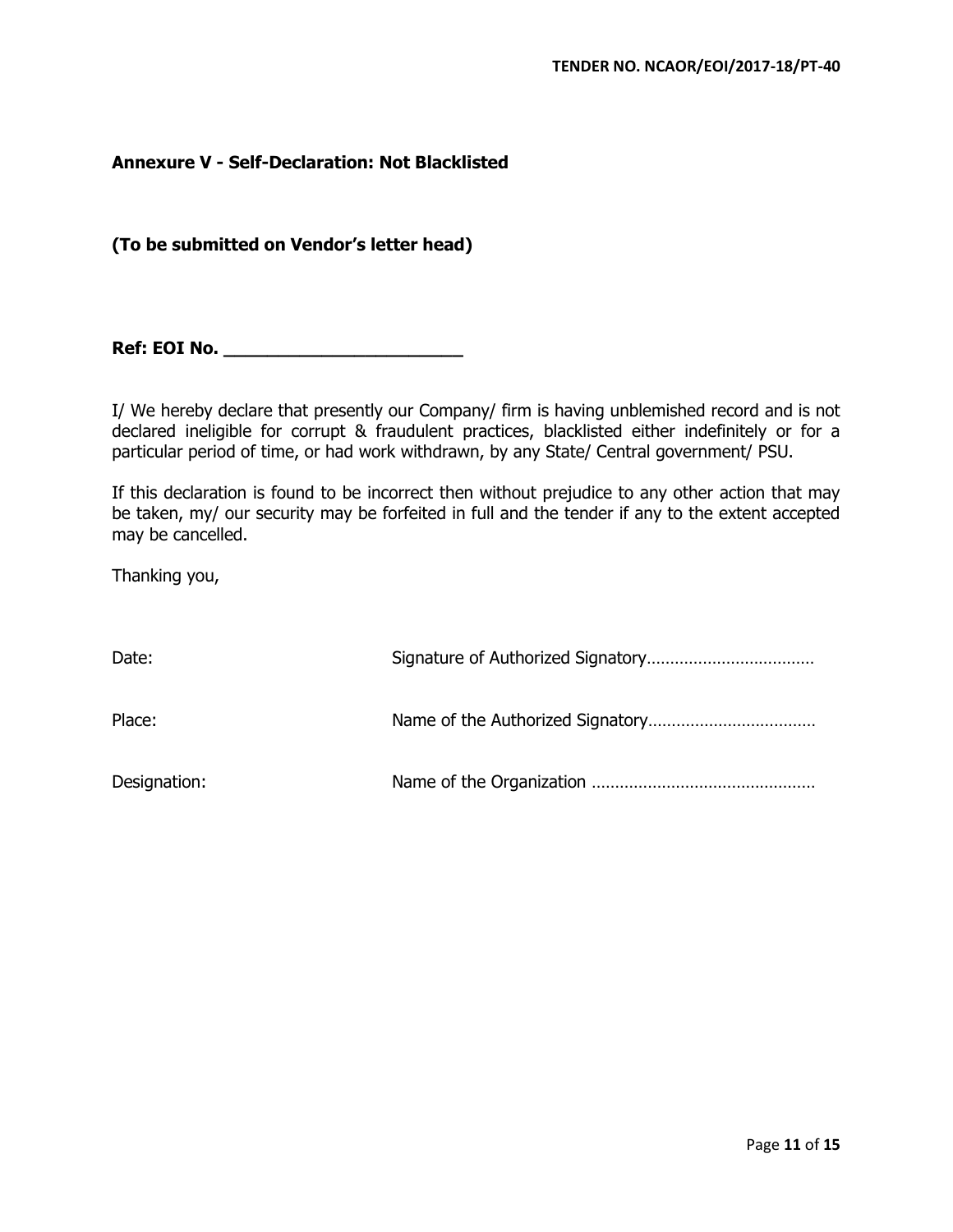## Annexure V - Self-Declaration: Not Blacklisted

**(To be submitted on Vendor's letter head)**

**Ref: EOI No. ______________________**

I/ We hereby declare that presently our Company/ firm is having unblemished record and is not declared ineligible for corrupt & fraudulent practices, blacklisted either indefinitely or for a particular period of time, or had work withdrawn, by any State/ Central government/ PSU.

If this declaration is found to be incorrect then without prejudice to any other action that may be taken, my/ our security may be forfeited in full and the tender if any to the extent accepted may be cancelled.

Thanking you,

Date: Signature of Authorized Signatory………………………………

Place: Name of the Authorized Signatory………………………………

Designation: Name of the Organization …………………………………………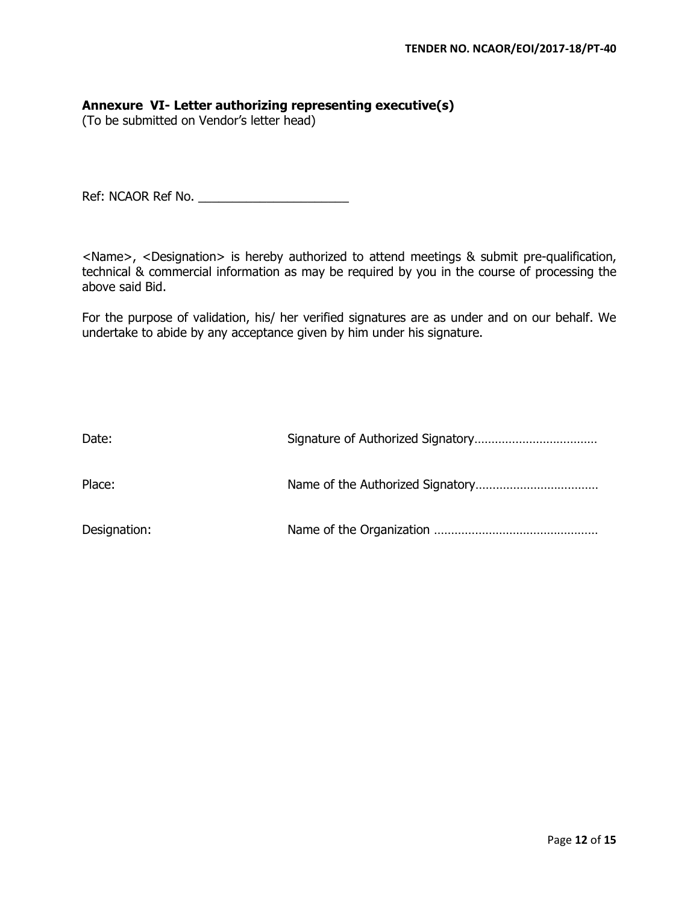**Annexure VI- Letter authorizing representing executive(s)**

(To be submitted on Vendor's letter head)

Ref: NCAOR Ref No. ______________________

<Name>, <Designation> is hereby authorized to attend meetings & submit pre-qualification, technical & commercial information as may be required by you in the course of processing the above said Bid.

For the purpose of validation, his/ her verified signatures are as under and on our behalf. We undertake to abide by any acceptance given by him under his signature.

Date: Signature of Authorized Signatory……………………………

Place: Name of the Authorized Signatory……………………………

Designation: Name of the Organization ………………………………………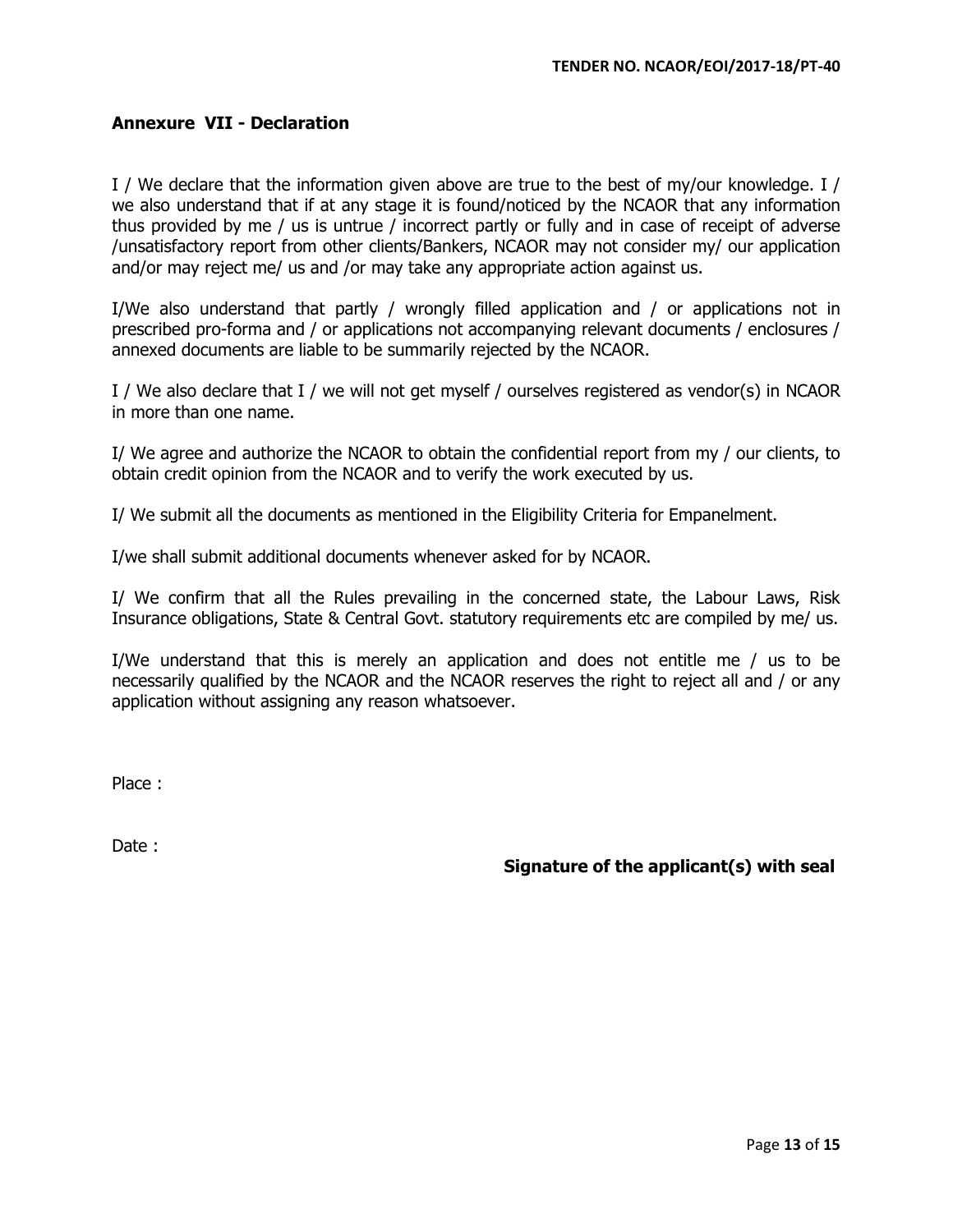## Annexure VII - Declaration

I / We declare that the information given above are true to the best of my/our knowledge. I / we also understand that if at any stage it is found/noticed by the NCAOR that any information thus provided by me / us is untrue / incorrect partly or fully and in case of receipt of adverse /unsatisfactory report from other clients/Bankers, NCAOR may not consider my/ our application and/or may reject me/ us and /or may take any appropriate action against us.

I/We also understand that partly / wrongly filled application and / or applications not in prescribed pro-forma and / or applications not accompanying relevant documents / enclosures / annexed documents are liable to be summarily rejected by the NCAOR.

I / We also declare that I / we will not get myself / ourselves registered as vendor(s) in NCAOR in more than one name.

I/ We agree and authorize the NCAOR to obtain the confidential report from my / our clients, to obtain credit opinion from the NCAOR and to verify the work executed by us.

I/ We submit all the documents as mentioned in the Eligibility Criteria for Empanelment.

I/we shall submit additional documents whenever asked for by NCAOR.

I/ We confirm that all the Rules prevailing in the concerned state, the Labour Laws, Risk Insurance obligations, State & Central Govt. statutory requirements etc are compiled by me/ us.

I/We understand that this is merely an application and does not entitle me / us to be necessarily qualified by the NCAOR and the NCAOR reserves the right to reject all and / or any application without assigning any reason whatsoever.

Place :

Date :

**Signature of the applicant(s) with seal**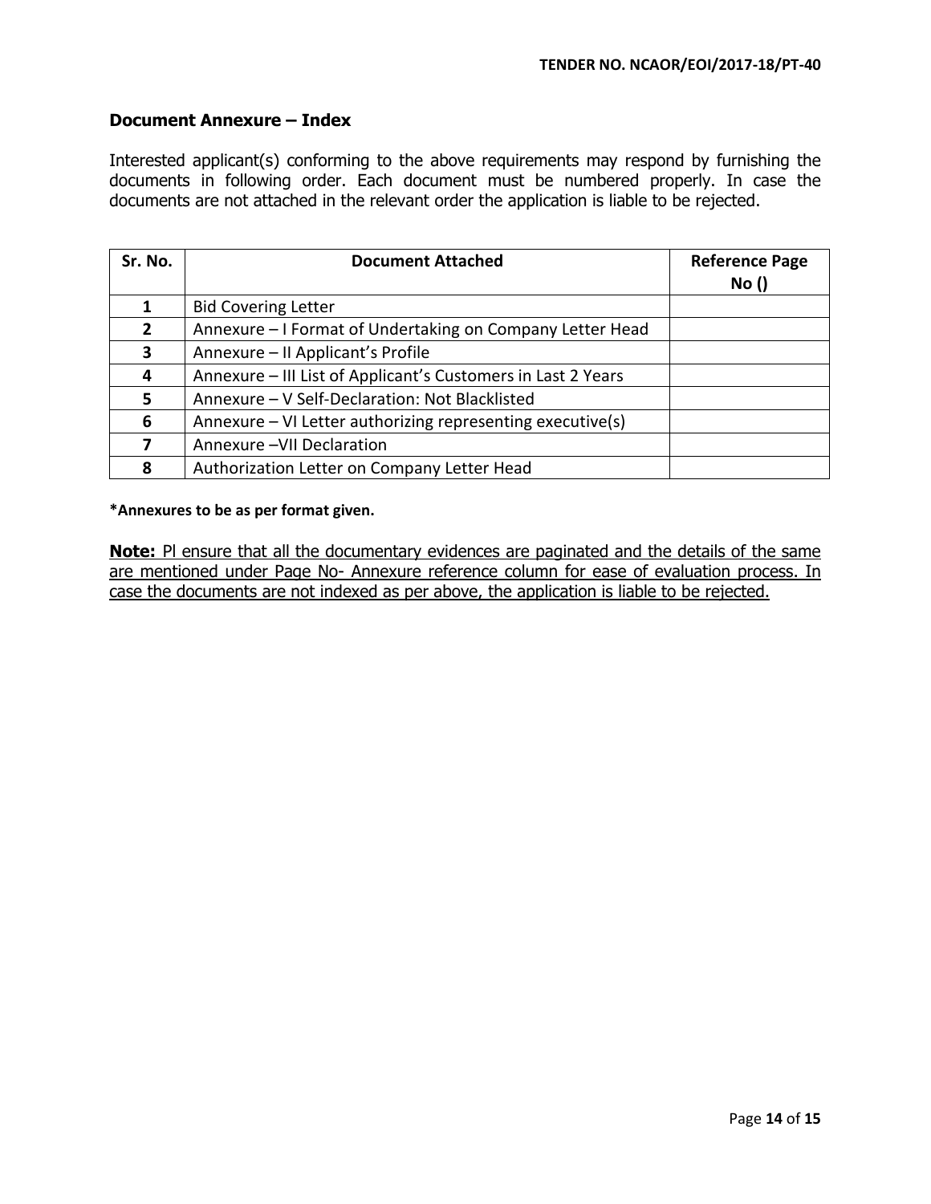## Document Annexure – Index

Interested applicant(s) conforming to the above requirements may respond by furnishing the documents in following order. Each document must be numbered properly. In case the documents are not attached in the relevant order the application is liable to be rejected.

| Sr. No. | Document Attached | Reference Page No () |
|---|---|---|
| 1 | Bid Covering Letter | |
| 2 | Annexure – I Format of Undertaking on Company Letter Head | |
| 3 | Annexure – II Applicant's Profile | |
| 4 | Annexure – III List of Applicant's Customers in Last 2 Years | |
| 5 | Annexure – V Self-Declaration: Not Blacklisted | |
| 6 | Annexure – VI Letter authorizing representing executive(s) | |
| 7 | Annexure –VII Declaration | |
| 8 | Authorization Letter on Company Letter Head | |

**\*Annexures to be as per format given.**

**Note:** Pl ensure that all the documentary evidences are paginated and the details of the same are mentioned under Page No- Annexure reference column for ease of evaluation process. In case the documents are not indexed as per above, the application is liable to be rejected.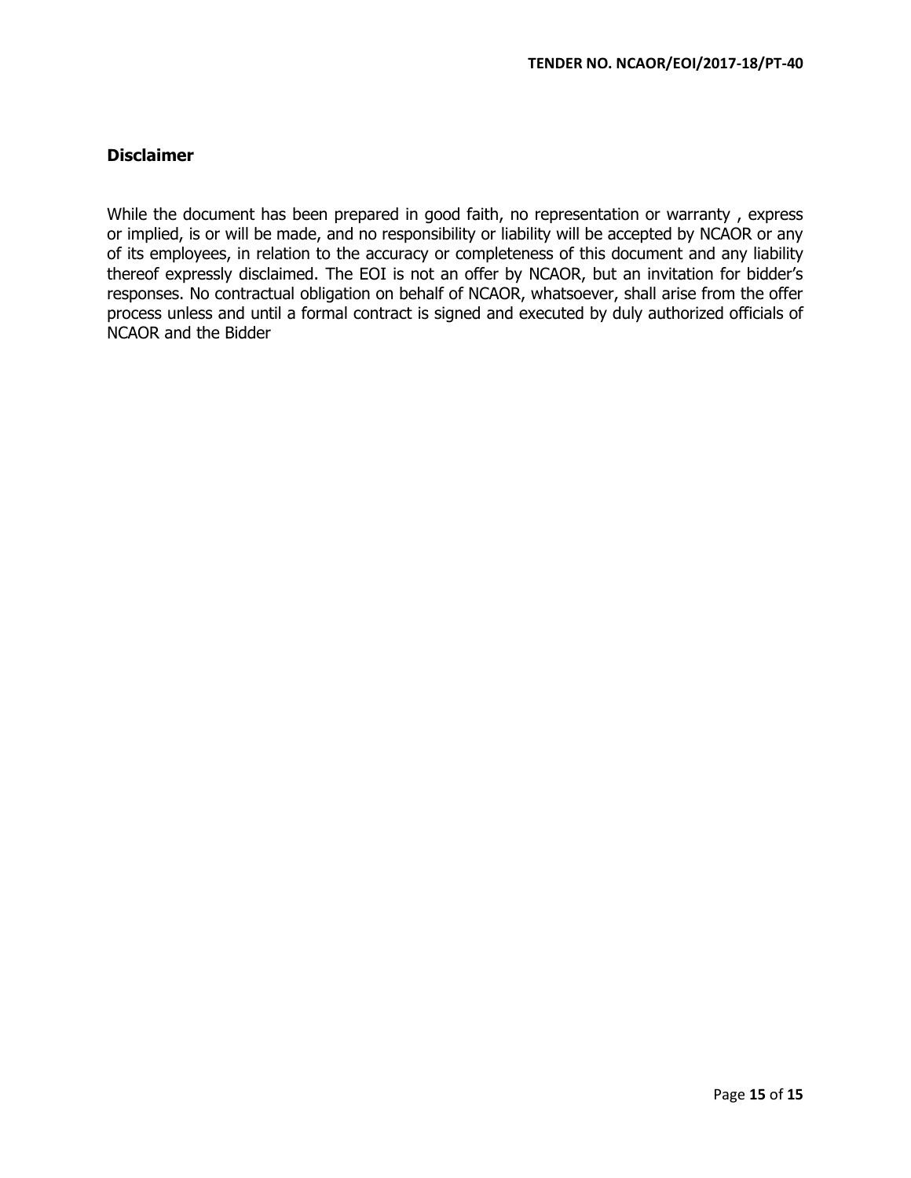## Disclaimer

While the document has been prepared in good faith, no representation or warranty , express or implied, is or will be made, and no responsibility or liability will be accepted by NCAOR or any of its employees, in relation to the accuracy or completeness of this document and any liability thereof expressly disclaimed. The EOI is not an offer by NCAOR, but an invitation for bidder's responses. No contractual obligation on behalf of NCAOR, whatsoever, shall arise from the offer process unless and until a formal contract is signed and executed by duly authorized officials of NCAOR and the Bidder